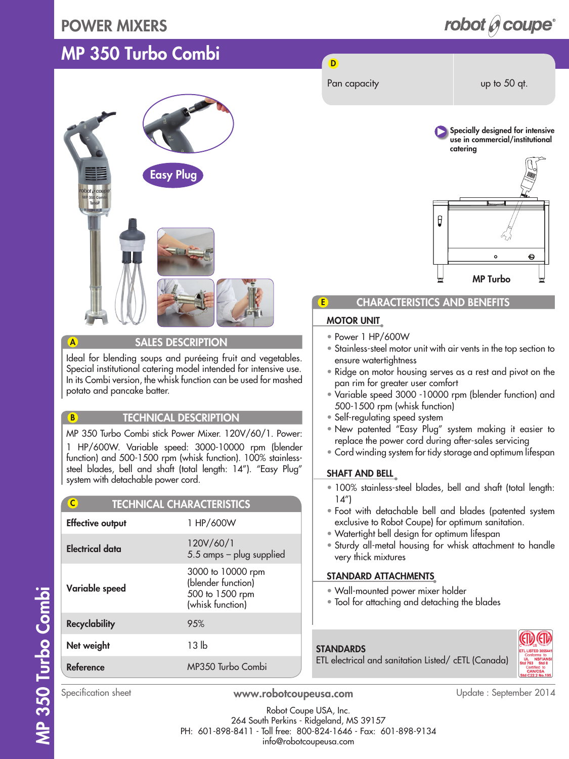# POWER MIXERS

## MP 350 Turbo Combi

Easy Plug

## A SALES DESCRIPTION

Ideal for blending soups and puréeing fruit and vegetables. Special institutional catering model intended for intensive use. In its Combi version, the whisk function can be used for mashed potato and pancake batter.

## B TECHNICAL DESCRIPTION

MP 350 Turbo Combi stick Power Mixer. 120V/60/1. Power: 1 HP/600W. Variable speed: 3000-10000 rpm (blender function) and 500-1500 rpm (whisk function). 100% stainless-steel blades, bell and shaft (total length: 14"). "Easy Plug" system with detachable power cord.

## C TECHNICAL CHARACTERISTICS

| | |
|---|---|
| **Effective output** | 1 HP/600W |
| **Electrical data** | 120V/60/1<br>5.5 amps – plug supplied |
| **Variable speed** | 3000 to 10000 rpm (blender function)<br>500 to 1500 rpm (whisk function) |
| **Recyclability** | 95% |
| **Net weight** | 13 lb |
| **Reference** | MP350 Turbo Combi |

## D

| | |
|---|---|
| Pan capacity | up to 50 qt. |

**Specially designed for intensive use in commercial/institutional catering**

MP Turbo

## E CHARACTERISTICS AND BENEFITS

### MOTOR UNIT

- Power 1 HP/600W
- Stainless-steel motor unit with air vents in the top section to ensure watertightness
- Ridge on motor housing serves as a rest and pivot on the pan rim for greater user comfort
- Variable speed 3000 -10000 rpm (blender function) and 500-1500 rpm (whisk function)
- Self-regulating speed system
- New patented "Easy Plug" system making it easier to replace the power cord during after-sales servicing
- Cord winding system for tidy storage and optimum lifespan

### SHAFT AND BELL

- 100% stainless-steel blades, bell and shaft (total length: 14")
- Foot with detachable bell and blades (patented system exclusive to Robot Coupe) for optimum sanitation.
- Watertight bell design for optimum lifespan
- Sturdy all-metal housing for whisk attachment to handle very thick mixtures

### STANDARD ATTACHMENTS

- Wall-mounted power mixer holder
- Tool for attaching and detaching the blades

### STANDARDS

ETL electrical and sanitation Listed/ cETL (Canada)

Specification sheet — www.robotcoupeusa.com — Update : September 2014

Robot Coupe USA, Inc.
264 South Perkins - Ridgeland, MS 39157
PH: 601-898-8411 - Toll free: 800-824-1646 - Fax: 601-898-9134
info@robotcoupeusa.com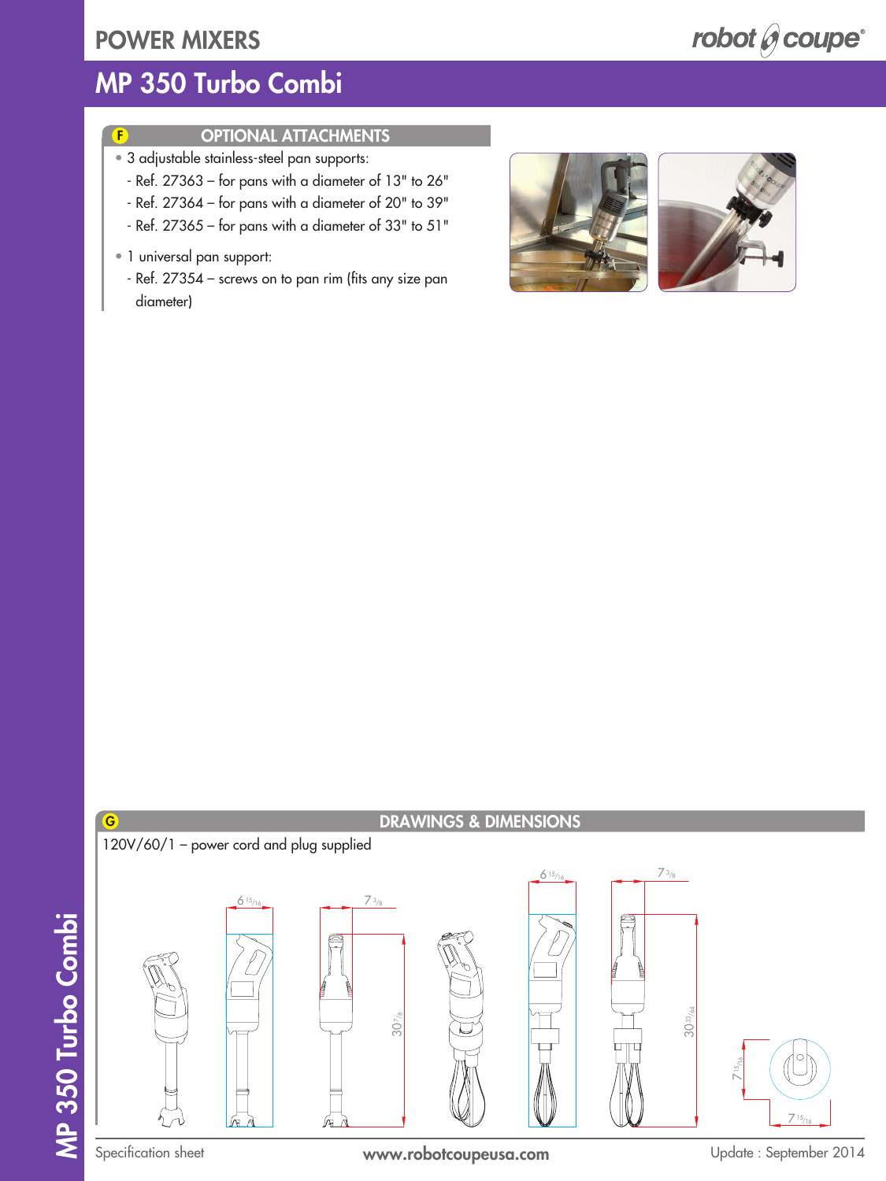## MP 350 Turbo Combi

### F OPTIONAL ATTACHMENTS

- 3 adjustable stainless-steel pan supports:
  - Ref. 27363 – for pans with a diameter of 13" to 26"
  - Ref. 27364 – for pans with a diameter of 20" to 39"
  - Ref. 27365 – for pans with a diameter of 33" to 51"
- 1 universal pan support:
  - Ref. 27354 – screws on to pan rim (fits any size pan diameter)

### G DRAWINGS & DIMENSIONS

120V/60/1 – power cord and plug supplied

6 15/16

7 3/8

30 7/8

6 15/16

7 3/8

30 33/64

7 15/16

7 15/16

Specification sheet

www.robotcoupeusa.com

Update : September 2014